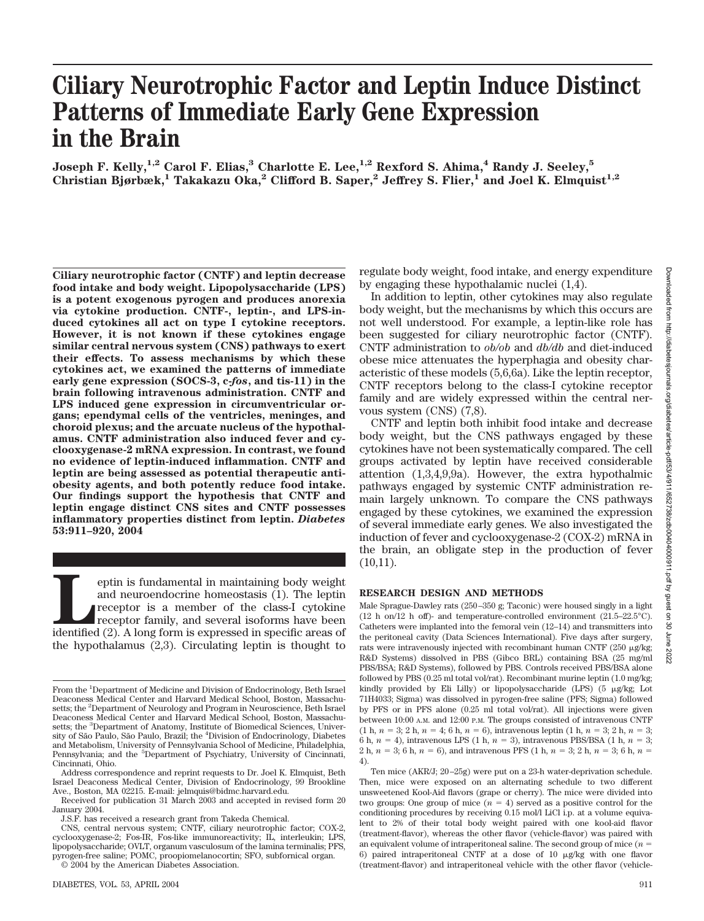# Ciliary Neurotrophic Factor and Leptin Induce Distinct Patterns of Immediate Early Gene Expression in the Brain

**Joseph F. Kelly,[1,2] Carol F. Elias,[3] Charlotte E. Lee,[1,2] Rexford S. Ahima,[4] Randy J. Seeley,[5] Christian Bjørbæk,[1] Takakazu Oka,[2] Clifford B. Saper,[2] Jeffrey S. Flier,[1] and Joel K. Elmquist[1,2]**

**Ciliary neurotrophic factor (CNTF) and leptin decrease food intake and body weight. Lipopolysaccharide (LPS) is a potent exogenous pyrogen and produces anorexia via cytokine production. CNTF-, leptin-, and LPS-induced cytokines all act on type I cytokine receptors. However, it is not known if these cytokines engage similar central nervous system (CNS) pathways to exert their effects. To assess mechanisms by which these cytokines act, we examined the patterns of immediate early gene expression (SOCS-3, c-*fos*, and tis-11) in the brain following intravenous administration. CNTF and LPS induced gene expression in circumventricular organs; ependymal cells of the ventricles, meninges, and choroid plexus; and the arcuate nucleus of the hypothalamus. CNTF administration also induced fever and cyclooxygenase-2 mRNA expression. In contrast, we found no evidence of leptin-induced inflammation. CNTF and leptin are being assessed as potential therapeutic antiobesity agents, and both potently reduce food intake. Our findings support the hypothesis that CNTF and leptin engage distinct CNS sites and CNTF possesses inflammatory properties distinct from leptin. *Diabetes* 53:911–920, 2004**

Leptin is fundamental in maintaining body weight and neuroendocrine homeostasis (1). The leptin receptor is a member of the class-I cytokine receptor family, and several isoforms have been identified (2). A long form is expressed in specific areas of the hypothalamus (2,3). Circulating leptin is thought to regulate body weight, food intake, and energy expenditure by engaging these hypothalamic nuclei (1,4).

In addition to leptin, other cytokines may also regulate body weight, but the mechanisms by which this occurs are not well understood. For example, a leptin-like role has been suggested for ciliary neurotrophic factor (CNTF). CNTF administration to *ob/ob* and *db/db* and diet-induced obese mice attenuates the hyperphagia and obesity characteristic of these models (5,6,6a). Like the leptin receptor, CNTF receptors belong to the class-I cytokine receptor family and are widely expressed within the central nervous system (CNS) (7,8).

CNTF and leptin both inhibit food intake and decrease body weight, but the CNS pathways engaged by these cytokines have not been systematically compared. The cell groups activated by leptin have received considerable attention (1,3,4,9,9a). However, the extra hypothalmic pathways engaged by systemic CNTF administration remain largely unknown. To compare the CNS pathways engaged by these cytokines, we examined the expression of several immediate early genes. We also investigated the induction of fever and cyclooxygenase-2 (COX-2) mRNA in the brain, an obligate step in the production of fever (10,11).

## RESEARCH DESIGN AND METHODS

Male Sprague-Dawley rats (250–350 g; Taconic) were housed singly in a light (12 h on/12 h off)- and temperature-controlled environment (21.5–22.5°C). Catheters were implanted into the femoral vein (12–14) and transmitters into the peritoneal cavity (Data Sciences International). Five days after surgery, rats were intravenously injected with recombinant human CNTF (250 μg/kg; R&D Systems) dissolved in PBS (Gibco BRL) containing BSA (25 mg/ml PBS/BSA; R&D Systems), followed by PBS. Controls received PBS/BSA alone followed by PBS (0.25 ml total vol/rat). Recombinant murine leptin (1.0 mg/kg; kindly provided by Eli Lilly) or lipopolysaccharide (LPS) (5 μg/kg; Lot 71H4033; Sigma) was dissolved in pyrogen-free saline (PFS; Sigma) followed by PFS or in PFS alone (0.25 ml total vol/rat). All injections were given between 10:00 A.M. and 12:00 P.M. The groups consisted of intravenous CNTF (1 h, $n = 3$; 2 h, $n = 4$; 6 h, $n = 6$), intravenous leptin (1 h, $n = 3$; 2 h, $n = 3$; 6 h, $n = 4$), intravenous LPS (1 h, $n = 3$), intravenous PBS/BSA (1 h, $n = 3$; 2 h, $n = 3$; 6 h, $n = 6$), and intravenous PFS (1 h, $n = 3$; 2 h, $n = 3$; 6 h, $n = 4$).

Ten mice (AKR/J; 20–25g) were put on a 23-h water-deprivation schedule. Then, mice were exposed on an alternating schedule to two different unsweetened Kool-Aid flavors (grape or cherry). The mice were divided into two groups: One group of mice ($n = 4$) served as a positive control for the conditioning procedures by receiving 0.15 mol/l LiCl i.p. at a volume equivalent to 2% of their total body weight paired with one kool-aid flavor (treatment-flavor), whereas the other flavor (vehicle-flavor) was paired with an equivalent volume of intraperitoneal saline. The second group of mice ($n = 6$) paired intraperitoneal CNTF at a dose of 10 μg/kg with one flavor (treatment-flavor) and intraperitoneal vehicle with the other flavor (vehicle-

From the [1]Department of Medicine and Division of Endocrinology, Beth Israel Deaconess Medical Center and Harvard Medical School, Boston, Massachusetts; the [2]Department of Neurology and Program in Neuroscience, Beth Israel Deaconess Medical Center and Harvard Medical School, Boston, Massachusetts; the [3]Department of Anatomy, Institute of Biomedical Sciences, University of São Paulo, São Paulo, Brazil; the [4]Division of Endocrinology, Diabetes and Metabolism, University of Pennsylvania School of Medicine, Philadelphia, Pennsylvania; and the [5]Department of Psychiatry, University of Cincinnati, Cincinnati, Ohio.

Address correspondence and reprint requests to Dr. Joel K. Elmquist, Beth Israel Deaconess Medical Center, Division of Endocrinology, 99 Brookline Ave., Boston, MA 02215. E-mail: jelmquis@bidmc.harvard.edu.

Received for publication 31 March 2003 and accepted in revised form 20 January 2004.

J.S.F. has received a research grant from Takeda Chemical.

CNS, central nervous system; CNTF, ciliary neurotrophic factor; COX-2, cyclooxygenase-2; Fos-IR, Fos-like immunoreactivity; IL, interleukin; LPS, lipopolysaccharide; OVLT, organum vasculosum of the lamina terminalis; PFS, pyrogen-free saline; POMC, proopiomelanocortin; SFO, subfornical organ.

© 2004 by the American Diabetes Association.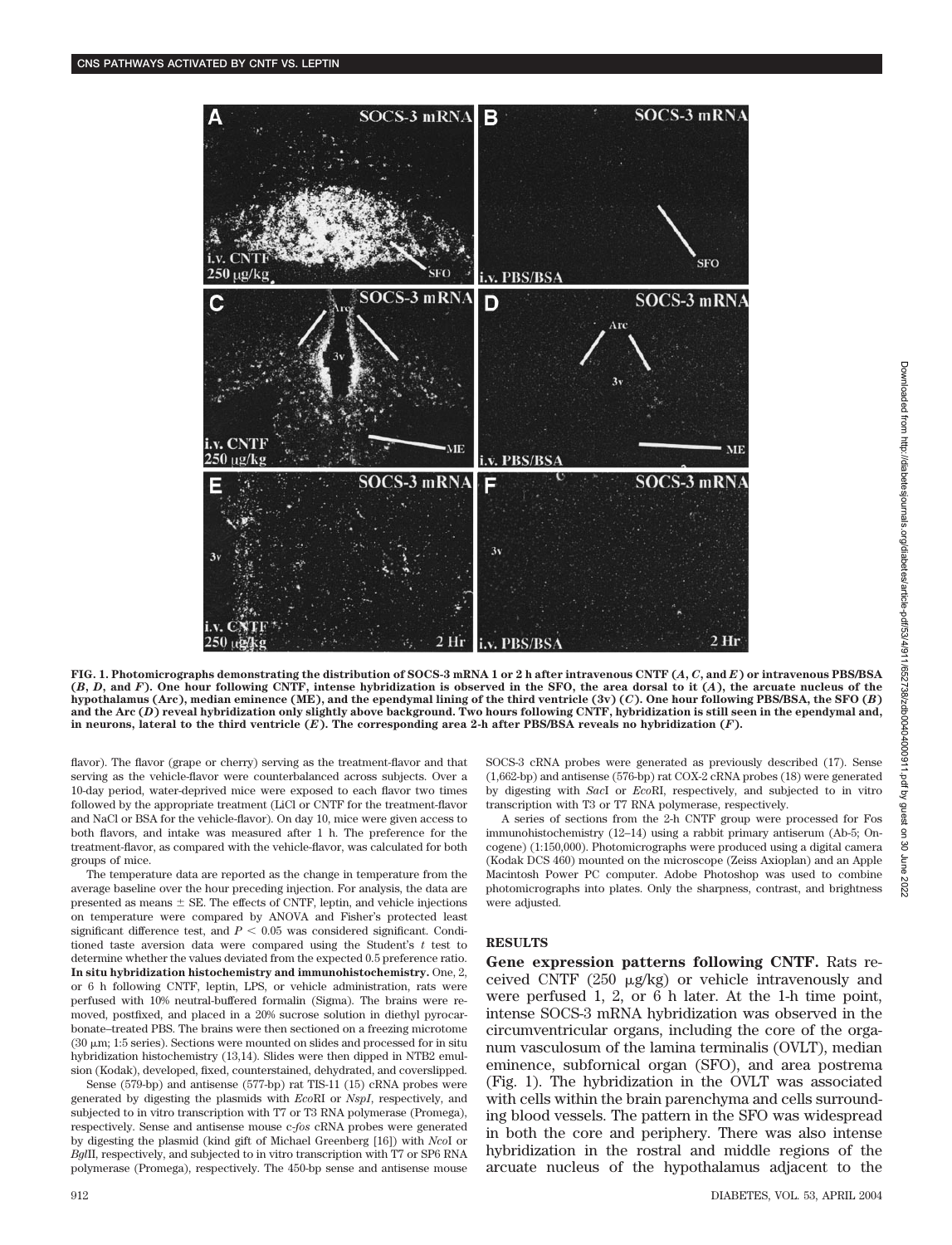**FIG. 1. Photomicrographs demonstrating the distribution of SOCS-3 mRNA 1 or 2 h after intravenous CNTF (*A*, *C*, and *E*) or intravenous PBS/BSA (*B*, *D*, and *F*). One hour following CNTF, intense hybridization is observed in the SFO, the area dorsal to it (*A*), the arcuate nucleus of the hypothalamus (Arc), median eminence (ME), and the ependymal lining of the third ventricle (3v) (*C*). One hour following PBS/BSA, the SFO (*B*) and the Arc (*D*) reveal hybridization only slightly above background. Two hours following CNTF, hybridization is still seen in the ependymal and, in neurons, lateral to the third ventricle (*E*). The corresponding area 2-h after PBS/BSA reveals no hybridization (*F*).**

flavor). The flavor (grape or cherry) serving as the treatment-flavor and that serving as the vehicle-flavor were counterbalanced across subjects. Over a 10-day period, water-deprived mice were exposed to each flavor two times followed by the appropriate treatment (LiCl or CNTF for the treatment-flavor and NaCl or BSA for the vehicle-flavor). On day 10, mice were given access to both flavors, and intake was measured after 1 h. The preference for the treatment-flavor, as compared with the vehicle-flavor, was calculated for both groups of mice.

The temperature data are reported as the change in temperature from the average baseline over the hour preceding injection. For analysis, the data are presented as means ± SE. The effects of CNTF, leptin, and vehicle injections on temperature were compared by ANOVA and Fisher's protected least significant difference test, and $P < 0.05$ was considered significant. Conditioned taste aversion data were compared using the Student's *t* test to determine whether the values deviated from the expected 0.5 preference ratio.

**In situ hybridization histochemistry and immunohistochemistry.** One, 2, or 6 h following CNTF, leptin, LPS, or vehicle administration, rats were perfused with 10% neutral-buffered formalin (Sigma). The brains were removed, postfixed, and placed in a 20% sucrose solution in diethyl pyrocarbonate–treated PBS. The brains were then sectioned on a freezing microtome (30 μm; 1:5 series). Sections were mounted on slides and processed for in situ hybridization histochemistry (13,14). Slides were then dipped in NTB2 emulsion (Kodak), developed, fixed, counterstained, dehydrated, and coverslipped.

Sense (579-bp) and antisense (577-bp) rat TIS-11 (15) cRNA probes were generated by digesting the plasmids with *Eco*RI or *NspI*, respectively, and subjected to in vitro transcription with T7 or T3 RNA polymerase (Promega), respectively. Sense and antisense mouse c-*fos* cRNA probes were generated by digesting the plasmid (kind gift of Michael Greenberg [16]) with *Nco*I or *Bgl*II, respectively, and subjected to in vitro transcription with T7 or SP6 RNA polymerase (Promega), respectively. The 450-bp sense and antisense mouse SOCS-3 cRNA probes were generated as previously described (17). Sense (1,662-bp) and antisense (576-bp) rat COX-2 cRNA probes (18) were generated by digesting with *Sac*I or *Eco*RI, respectively, and subjected to in vitro transcription with T3 or T7 RNA polymerase, respectively.

A series of sections from the 2-h CNTF group were processed for Fos immunohistochemistry (12–14) using a rabbit primary antiserum (Ab-5; Oncogene) (1:150,000). Photomicrographs were produced using a digital camera (Kodak DCS 460) mounted on the microscope (Zeiss Axioplan) and an Apple Macintosh Power PC computer. Adobe Photoshop was used to combine photomicrographs into plates. Only the sharpness, contrast, and brightness were adjusted.

## RESULTS

**Gene expression patterns following CNTF.** Rats received CNTF (250 μg/kg) or vehicle intravenously and were perfused 1, 2, or 6 h later. At the 1-h time point, intense SOCS-3 mRNA hybridization was observed in the circumventricular organs, including the core of the organum vasculosum of the lamina terminalis (OVLT), median eminence, subfornical organ (SFO), and area postrema (Fig. 1). The hybridization in the OVLT was associated with cells within the brain parenchyma and cells surrounding blood vessels. The pattern in the SFO was widespread in both the core and periphery. There was also intense hybridization in the rostral and middle regions of the arcuate nucleus of the hypothalamus adjacent to the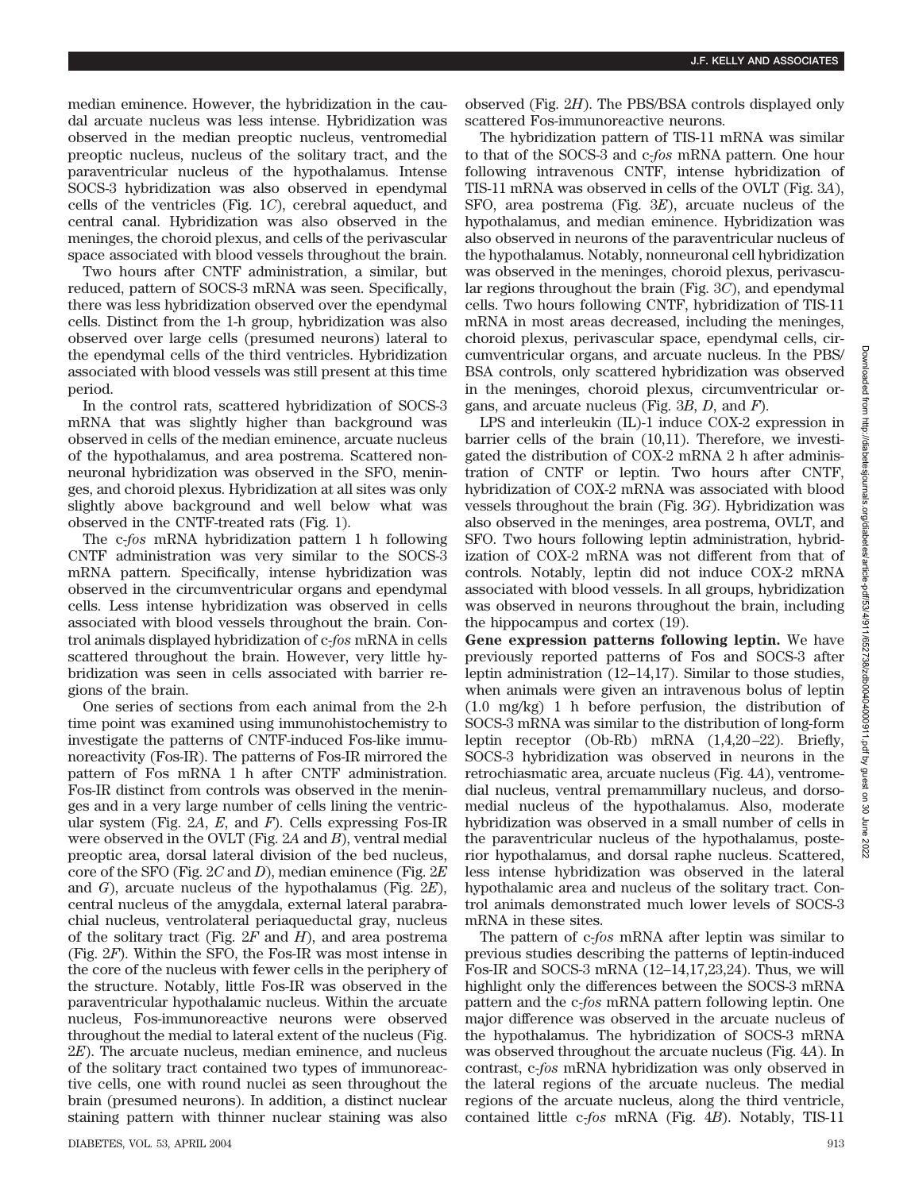median eminence. However, the hybridization in the caudal arcuate nucleus was less intense. Hybridization was observed in the median preoptic nucleus, ventromedial preoptic nucleus, nucleus of the solitary tract, and the paraventricular nucleus of the hypothalamus. Intense SOCS-3 hybridization was also observed in ependymal cells of the ventricles (Fig. 1*C*), cerebral aqueduct, and central canal. Hybridization was also observed in the meninges, the choroid plexus, and cells of the perivascular space associated with blood vessels throughout the brain.

Two hours after CNTF administration, a similar, but reduced, pattern of SOCS-3 mRNA was seen. Specifically, there was less hybridization observed over the ependymal cells. Distinct from the 1-h group, hybridization was also observed over large cells (presumed neurons) lateral to the ependymal cells of the third ventricles. Hybridization associated with blood vessels was still present at this time period.

In the control rats, scattered hybridization of SOCS-3 mRNA that was slightly higher than background was observed in cells of the median eminence, arcuate nucleus of the hypothalamus, and area postrema. Scattered nonneuronal hybridization was observed in the SFO, meninges, and choroid plexus. Hybridization at all sites was only slightly above background and well below what was observed in the CNTF-treated rats (Fig. 1).

The c-*fos* mRNA hybridization pattern 1 h following CNTF administration was very similar to the SOCS-3 mRNA pattern. Specifically, intense hybridization was observed in the circumventricular organs and ependymal cells. Less intense hybridization was observed in cells associated with blood vessels throughout the brain. Control animals displayed hybridization of c-*fos* mRNA in cells scattered throughout the brain. However, very little hybridization was seen in cells associated with barrier regions of the brain.

One series of sections from each animal from the 2-h time point was examined using immunohistochemistry to investigate the patterns of CNTF-induced Fos-like immunoreactivity (Fos-IR). The patterns of Fos-IR mirrored the pattern of Fos mRNA 1 h after CNTF administration. Fos-IR distinct from controls was observed in the meninges and in a very large number of cells lining the ventricular system (Fig. 2*A*, *E*, and *F*). Cells expressing Fos-IR were observed in the OVLT (Fig. 2*A* and *B*), ventral medial preoptic area, dorsal lateral division of the bed nucleus, core of the SFO (Fig. 2*C* and *D*), median eminence (Fig. 2*E* and *G*), arcuate nucleus of the hypothalamus (Fig. 2*E*), central nucleus of the amygdala, external lateral parabrachial nucleus, ventrolateral periaqueductal gray, nucleus of the solitary tract (Fig. 2*F* and *H*), and area postrema (Fig. 2*F*). Within the SFO, the Fos-IR was most intense in the core of the nucleus with fewer cells in the periphery of the structure. Notably, little Fos-IR was observed in the paraventricular hypothalamic nucleus. Within the arcuate nucleus, Fos-immunoreactive neurons were observed throughout the medial to lateral extent of the nucleus (Fig. 2*E*). The arcuate nucleus, median eminence, and nucleus of the solitary tract contained two types of immunoreactive cells, one with round nuclei as seen throughout the brain (presumed neurons). In addition, a distinct nuclear staining pattern with thinner nuclear staining was also observed (Fig. 2*H*). The PBS/BSA controls displayed only scattered Fos-immunoreactive neurons.

The hybridization pattern of TIS-11 mRNA was similar to that of the SOCS-3 and c-*fos* mRNA pattern. One hour following intravenous CNTF, intense hybridization of TIS-11 mRNA was observed in cells of the OVLT (Fig. 3*A*), SFO, area postrema (Fig. 3*E*), arcuate nucleus of the hypothalamus, and median eminence. Hybridization was also observed in neurons of the paraventricular nucleus of the hypothalamus. Notably, nonneuronal cell hybridization was observed in the meninges, choroid plexus, perivascular regions throughout the brain (Fig. 3*C*), and ependymal cells. Two hours following CNTF, hybridization of TIS-11 mRNA in most areas decreased, including the meninges, choroid plexus, perivascular space, ependymal cells, circumventricular organs, and arcuate nucleus. In the PBS/BSA controls, only scattered hybridization was observed in the meninges, choroid plexus, circumventricular organs, and arcuate nucleus (Fig. 3*B*, *D*, and *F*).

LPS and interleukin (IL)-1 induce COX-2 expression in barrier cells of the brain (10,11). Therefore, we investigated the distribution of COX-2 mRNA 2 h after administration of CNTF or leptin. Two hours after CNTF, hybridization of COX-2 mRNA was associated with blood vessels throughout the brain (Fig. 3*G*). Hybridization was also observed in the meninges, area postrema, OVLT, and SFO. Two hours following leptin administration, hybridization of COX-2 mRNA was not different from that of controls. Notably, leptin did not induce COX-2 mRNA associated with blood vessels. In all groups, hybridization was observed in neurons throughout the brain, including the hippocampus and cortex (19).

**Gene expression patterns following leptin.** We have previously reported patterns of Fos and SOCS-3 after leptin administration (12–14,17). Similar to those studies, when animals were given an intravenous bolus of leptin (1.0 mg/kg) 1 h before perfusion, the distribution of SOCS-3 mRNA was similar to the distribution of long-form leptin receptor (Ob-Rb) mRNA (1,4,20–22). Briefly, SOCS-3 hybridization was observed in neurons in the retrochiasmatic area, arcuate nucleus (Fig. 4*A*), ventromedial nucleus, ventral premammillary nucleus, and dorsomedial nucleus of the hypothalamus. Also, moderate hybridization was observed in a small number of cells in the paraventricular nucleus of the hypothalamus, posterior hypothalamus, and dorsal raphe nucleus. Scattered, less intense hybridization was observed in the lateral hypothalamic area and nucleus of the solitary tract. Control animals demonstrated much lower levels of SOCS-3 mRNA in these sites.

The pattern of c-*fos* mRNA after leptin was similar to previous studies describing the patterns of leptin-induced Fos-IR and SOCS-3 mRNA (12–14,17,23,24). Thus, we will highlight only the differences between the SOCS-3 mRNA pattern and the c-*fos* mRNA pattern following leptin. One major difference was observed in the arcuate nucleus of the hypothalamus. The hybridization of SOCS-3 mRNA was observed throughout the arcuate nucleus (Fig. 4*A*). In contrast, c-*fos* mRNA hybridization was only observed in the lateral regions of the arcuate nucleus. The medial regions of the arcuate nucleus, along the third ventricle, contained little c-*fos* mRNA (Fig. 4*B*). Notably, TIS-11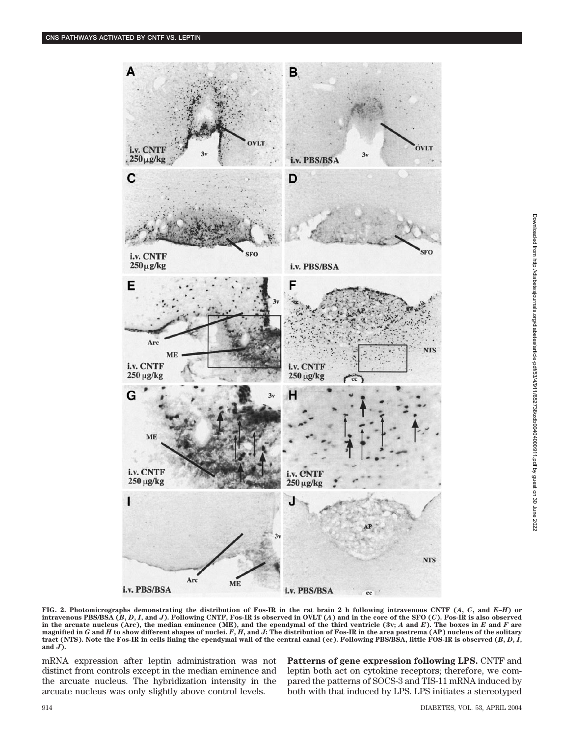**FIG. 2. Photomicrographs demonstrating the distribution of Fos-IR in the rat brain 2 h following intravenous CNTF (*A*, *C*, and *E–H*) or intravenous PBS/BSA (*B*, *D*, *I*, and *J*). Following CNTF, Fos-IR is observed in OVLT (*A*) and in the core of the SFO (*C*). Fos-IR is also observed in the arcuate nucleus (Arc), the median eminence (ME), and the ependymal of the third ventricle (3v; *A* and *E*). The boxes in *E* and *F* are magnified in *G* and *H* to show different shapes of nuclei. *F*, *H*, and *J*: The distribution of Fos-IR in the area postrema (AP) nucleus of the solitary tract (NTS). Note the Fos-IR in cells lining the ependymal wall of the central canal (cc). Following PBS/BSA, little FOS-IR is observed (*B*, *D*, *I*, and *J*).**

mRNA expression after leptin administration was not distinct from controls except in the median eminence and the arcuate nucleus. The hybridization intensity in the arcuate nucleus was only slightly above control levels.

**Patterns of gene expression following LPS.** CNTF and leptin both act on cytokine receptors; therefore, we compared the patterns of SOCS-3 and TIS-11 mRNA induced by both with that induced by LPS. LPS initiates a stereotyped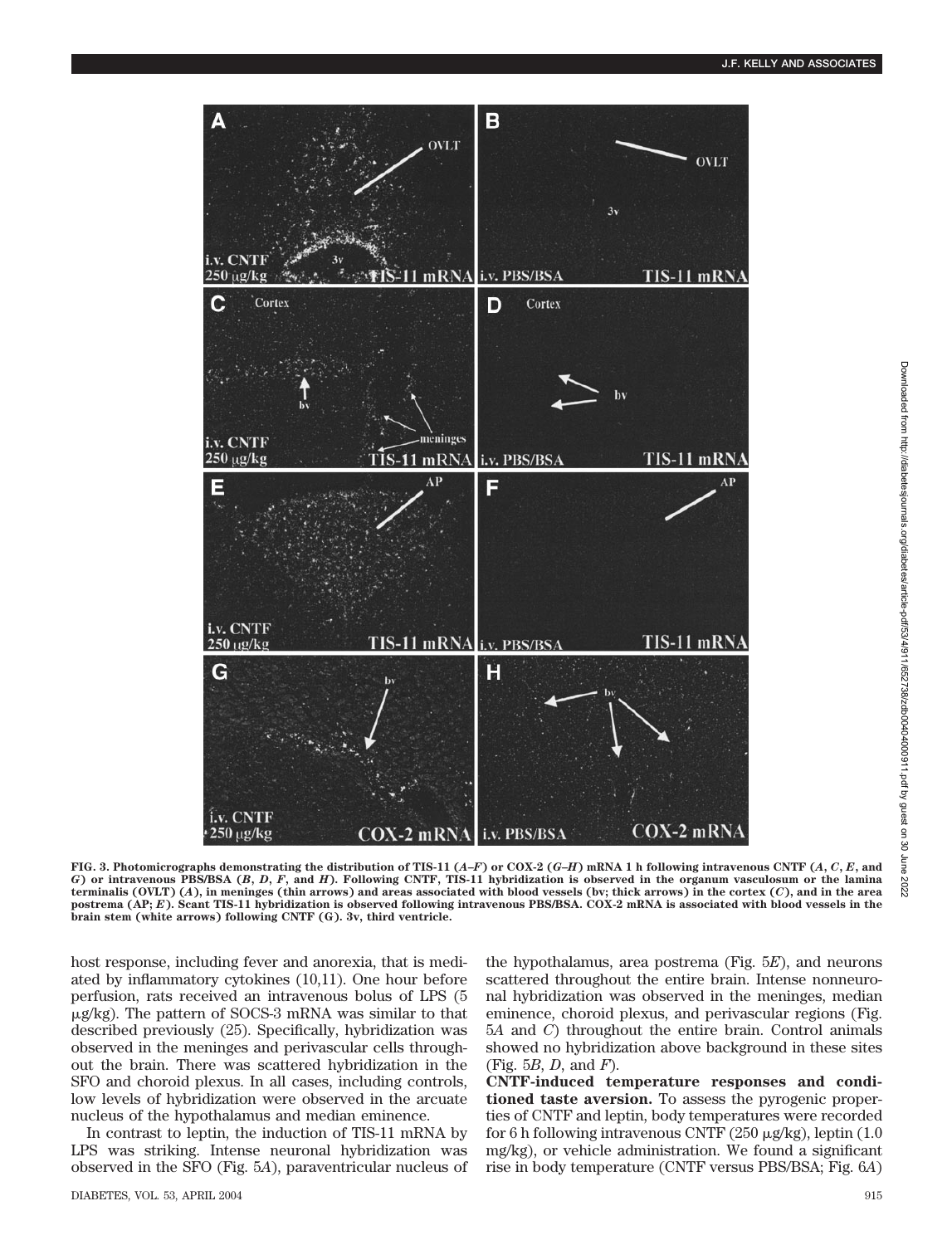FIG. 3. Photomicrographs demonstrating the distribution of TIS-11 (*A–F*) or COX-2 (*G–H*) mRNA 1 h following intravenous CNTF (*A*, *C*, *E*, and *G*) or intravenous PBS/BSA (*B*, *D*, *F*, and *H*). Following CNTF, TIS-11 hybridization is observed in the organum vasculosum or the lamina terminalis (OVLT) (*A*), in meninges (thin arrows) and areas associated with blood vessels (bv; thick arrows) in the cortex (*C*), and in the area postrema (AP; *E*). Scant TIS-11 hybridization is observed following intravenous PBS/BSA. COX-2 mRNA is associated with blood vessels in the brain stem (white arrows) following CNTF (G). 3v, third ventricle.

host response, including fever and anorexia, that is mediated by inflammatory cytokines (10,11). One hour before perfusion, rats received an intravenous bolus of LPS (5 μg/kg). The pattern of SOCS-3 mRNA was similar to that described previously (25). Specifically, hybridization was observed in the meninges and perivascular cells throughout the brain. There was scattered hybridization in the SFO and choroid plexus. In all cases, including controls, low levels of hybridization were observed in the arcuate nucleus of the hypothalamus and median eminence.

In contrast to leptin, the induction of TIS-11 mRNA by LPS was striking. Intense neuronal hybridization was observed in the SFO (Fig. 5*A*), paraventricular nucleus of the hypothalamus, area postrema (Fig. 5*E*), and neurons scattered throughout the entire brain. Intense nonneuronal hybridization was observed in the meninges, median eminence, choroid plexus, and perivascular regions (Fig. 5*A* and *C*) throughout the entire brain. Control animals showed no hybridization above background in these sites (Fig. 5*B*, *D*, and *F*).

**CNTF-induced temperature responses and conditioned taste aversion.** To assess the pyrogenic properties of CNTF and leptin, body temperatures were recorded for 6 h following intravenous CNTF (250 μg/kg), leptin (1.0 mg/kg), or vehicle administration. We found a significant rise in body temperature (CNTF versus PBS/BSA; Fig. 6*A*)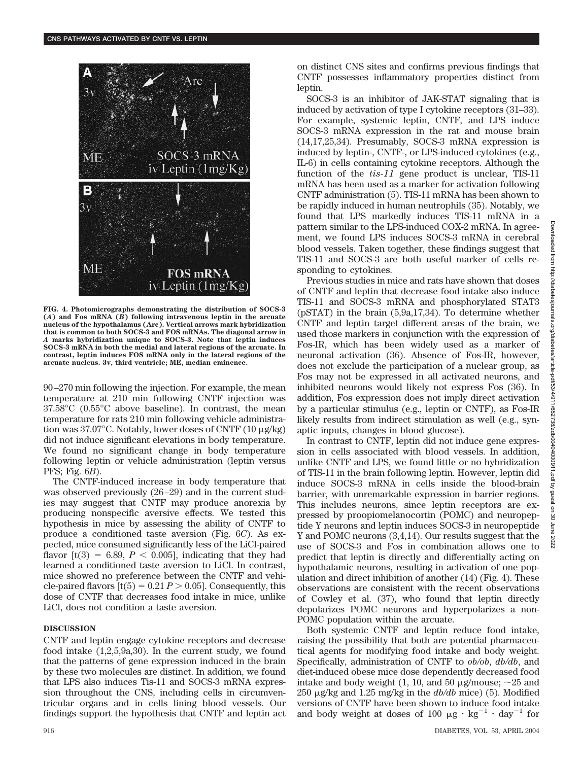FIG. 4. Photomicrographs demonstrating the distribution of SOCS-3 (*A*) and Fos mRNA (*B*) following intravenous leptin in the arcuate nucleus of the hypothalamus (Arc). Vertical arrows mark hybridization that is common to both SOCS-3 and FOS mRNAs. The diagonal arrow in *A* marks hybridization unique to SOCS-3. Note that leptin induces SOCS-3 mRNA in both the medial and lateral regions of the arcuate. In contrast, leptin induces FOS mRNA only in the lateral regions of the arcuate nucleus. 3v, third ventricle; ME, median eminence.

90–270 min following the injection. For example, the mean temperature at 210 min following CNTF injection was 37.58°C (0.55°C above baseline). In contrast, the mean temperature for rats 210 min following vehicle administration was 37.07°C. Notably, lower doses of CNTF (10 μg/kg) did not induce significant elevations in body temperature. We found no significant change in body temperature following leptin or vehicle administration (leptin versus PFS; Fig. 6*B*).

The CNTF-induced increase in body temperature that was observed previously (26–29) and in the current studies may suggest that CNTF may produce anorexia by producing nonspecific aversive effects. We tested this hypothesis in mice by assessing the ability of CNTF to produce a conditioned taste aversion (Fig. 6*C*). As expected, mice consumed significantly less of the LiCl-paired flavor [$t(3) = 6.89$, $P < 0.005$], indicating that they had learned a conditioned taste aversion to LiCl. In contrast, mice showed no preference between the CNTF and vehicle-paired flavors [$t(5) = 0.21$ $P > 0.05$]. Consequently, this dose of CNTF that decreases food intake in mice, unlike LiCl, does not condition a taste aversion.

## DISCUSSION

CNTF and leptin engage cytokine receptors and decrease food intake (1,2,5,9a,30). In the current study, we found that the patterns of gene expression induced in the brain by these two molecules are distinct. In addition, we found that LPS also induces Tis-11 and SOCS-3 mRNA expression throughout the CNS, including cells in circumventricular organs and in cells lining blood vessels. Our findings support the hypothesis that CNTF and leptin act on distinct CNS sites and confirms previous findings that CNTF possesses inflammatory properties distinct from leptin.

SOCS-3 is an inhibitor of JAK-STAT signaling that is induced by activation of type I cytokine receptors (31–33). For example, systemic leptin, CNTF, and LPS induce SOCS-3 mRNA expression in the rat and mouse brain (14,17,25,34). Presumably, SOCS-3 mRNA expression is induced by leptin-, CNTF-, or LPS-induced cytokines (e.g., IL-6) in cells containing cytokine receptors. Although the function of the *tis-11* gene product is unclear, TIS-11 mRNA has been used as a marker for activation following CNTF administration (5). TIS-11 mRNA has been shown to be rapidly induced in human neutrophils (35). Notably, we found that LPS markedly induces TIS-11 mRNA in a pattern similar to the LPS-induced COX-2 mRNA. In agreement, we found LPS induces SOCS-3 mRNA in cerebral blood vessels. Taken together, these findings suggest that TIS-11 and SOCS-3 are both useful marker of cells responding to cytokines.

Previous studies in mice and rats have shown that doses of CNTF and leptin that decrease food intake also induce TIS-11 and SOCS-3 mRNA and phosphorylated STAT3 (pSTAT) in the brain (5,9a,17,34). To determine whether CNTF and leptin target different areas of the brain, we used those markers in conjunction with the expression of Fos-IR, which has been widely used as a marker of neuronal activation (36). Absence of Fos-IR, however, does not exclude the participation of a nuclear group, as Fos may not be expressed in all activated neurons, and inhibited neurons would likely not express Fos (36). In addition, Fos expression does not imply direct activation by a particular stimulus (e.g., leptin or CNTF), as Fos-IR likely results from indirect stimulation as well (e.g., synaptic inputs, changes in blood glucose).

In contrast to CNTF, leptin did not induce gene expression in cells associated with blood vessels. In addition, unlike CNTF and LPS, we found little or no hybridization of TIS-11 in the brain following leptin. However, leptin did induce SOCS-3 mRNA in cells inside the blood-brain barrier, with unremarkable expression in barrier regions. This includes neurons, since leptin receptors are expressed by proopiomelanocortin (POMC) and neuropeptide Y neurons and leptin induces SOCS-3 in neuropeptide Y and POMC neurons (3,4,14). Our results suggest that the use of SOCS-3 and Fos in combination allows one to predict that leptin is directly and differentially acting on hypothalamic neurons, resulting in activation of one population and direct inhibition of another (14) (Fig. 4). These observations are consistent with the recent observations of Cowley et al. (37), who found that leptin directly depolarizes POMC neurons and hyperpolarizes a non-POMC population within the arcuate.

Both systemic CNTF and leptin reduce food intake, raising the possibility that both are potential pharmaceutical agents for modifying food intake and body weight. Specifically, administration of CNTF to *ob/ob*, *db/db*, and diet-induced obese mice dose dependently decreased food intake and body weight (1, 10, and 50 μg/mouse; ~25 and 250 μg/kg and 1.25 mg/kg in the *db/db* mice) (5). Modified versions of CNTF have been shown to induce food intake and body weight at doses of 100 $\mu g \cdot kg^{-1} \cdot day^{-1}$ for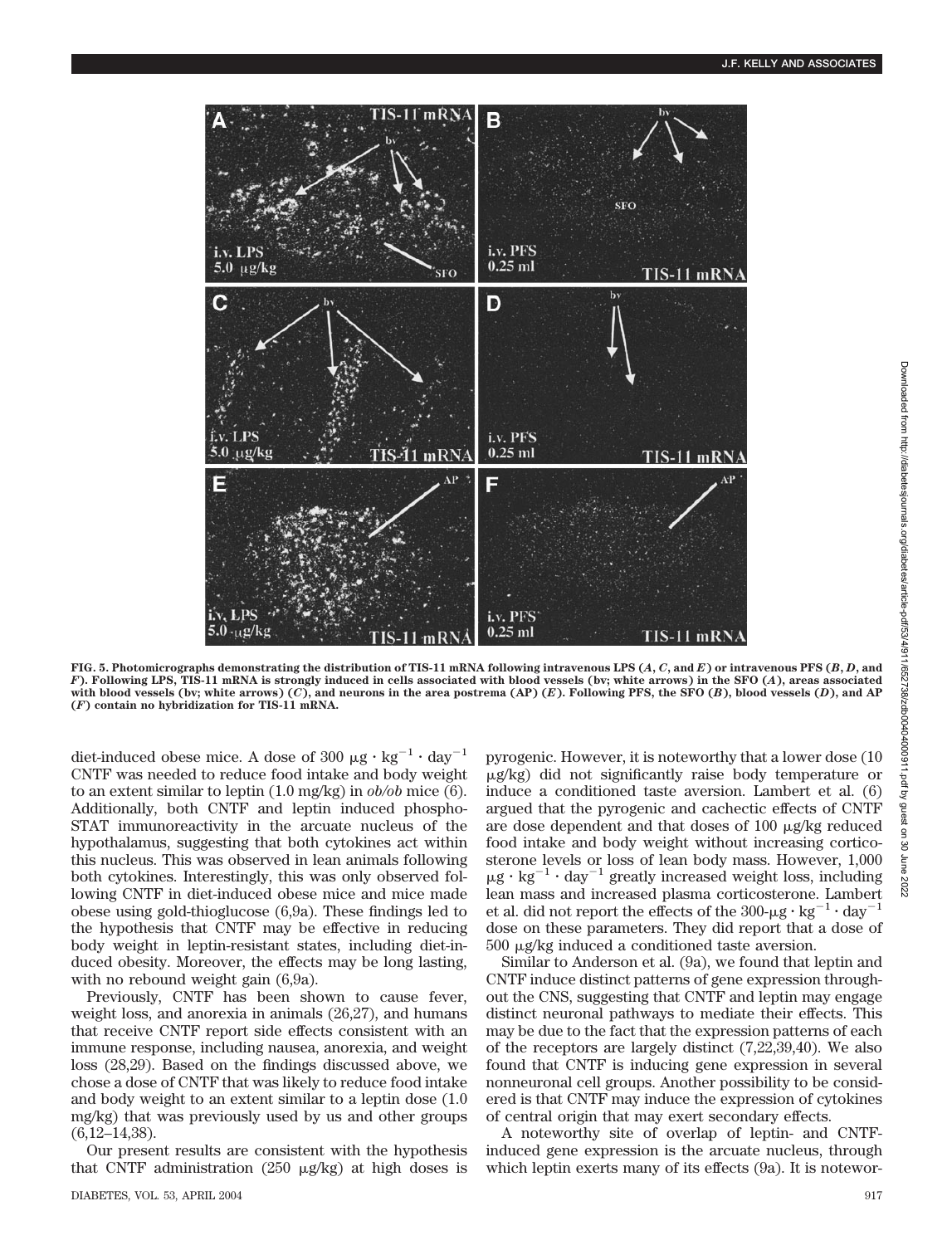**FIG. 5. Photomicrographs demonstrating the distribution of TIS-11 mRNA following intravenous LPS (*A*, *C*, and *E*) or intravenous PFS (*B*, *D*, and *F*). Following LPS, TIS-11 mRNA is strongly induced in cells associated with blood vessels (bv; white arrows) in the SFO (*A*), areas associated with blood vessels (bv; white arrows) (*C*), and neurons in the area postrema (AP) (*E*). Following PFS, the SFO (*B*), blood vessels (*D*), and AP (*F*) contain no hybridization for TIS-11 mRNA.**

diet-induced obese mice. A dose of 300 $\mu g \cdot kg^{-1} \cdot day^{-1}$ CNTF was needed to reduce food intake and body weight to an extent similar to leptin (1.0 mg/kg) in *ob/ob* mice (6). Additionally, both CNTF and leptin induced phospho-STAT immunoreactivity in the arcuate nucleus of the hypothalamus, suggesting that both cytokines act within this nucleus. This was observed in lean animals following both cytokines. Interestingly, this was only observed following CNTF in diet-induced obese mice and mice made obese using gold-thioglucose (6,9a). These findings led to the hypothesis that CNTF may be effective in reducing body weight in leptin-resistant states, including diet-induced obesity. Moreover, the effects may be long lasting, with no rebound weight gain (6,9a).

Previously, CNTF has been shown to cause fever, weight loss, and anorexia in animals (26,27), and humans that receive CNTF report side effects consistent with an immune response, including nausea, anorexia, and weight loss (28,29). Based on the findings discussed above, we chose a dose of CNTF that was likely to reduce food intake and body weight to an extent similar to a leptin dose (1.0 mg/kg) that was previously used by us and other groups (6,12–14,38).

Our present results are consistent with the hypothesis that CNTF administration (250 μg/kg) at high doses is pyrogenic. However, it is noteworthy that a lower dose (10 μg/kg) did not significantly raise body temperature or induce a conditioned taste aversion. Lambert et al. (6) argued that the pyrogenic and cachectic effects of CNTF are dose dependent and that doses of 100 μg/kg reduced food intake and body weight without increasing corticosterone levels or loss of lean body mass. However, 1,000 $\mu g \cdot kg^{-1} \cdot day^{-1}$ greatly increased weight loss, including lean mass and increased plasma corticosterone. Lambert et al. did not report the effects of the 300-$\mu g \cdot kg^{-1} \cdot day^{-1}$ dose on these parameters. They did report that a dose of 500 μg/kg induced a conditioned taste aversion.

Similar to Anderson et al. (9a), we found that leptin and CNTF induce distinct patterns of gene expression throughout the CNS, suggesting that CNTF and leptin may engage distinct neuronal pathways to mediate their effects. This may be due to the fact that the expression patterns of each of the receptors are largely distinct (7,22,39,40). We also found that CNTF is inducing gene expression in several nonneuronal cell groups. Another possibility to be considered is that CNTF may induce the expression of cytokines of central origin that may exert secondary effects.

A noteworthy site of overlap of leptin- and CNTF-induced gene expression is the arcuate nucleus, through which leptin exerts many of its effects (9a). It is notewor-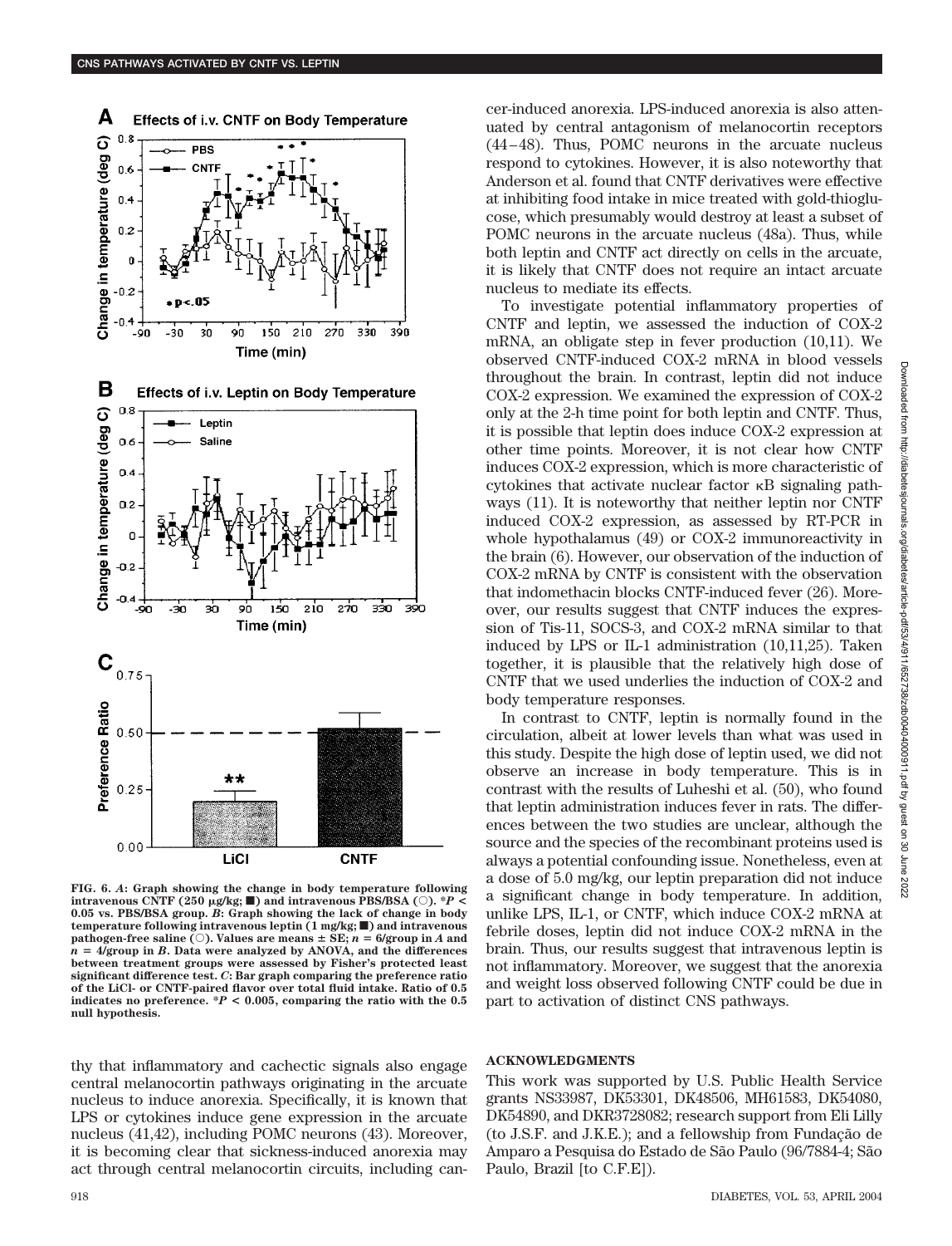FIG. 6. *A*: Graph showing the change in body temperature following intravenous CNTF (250 μg/kg; ■) and intravenous PBS/BSA (○). $*P < 0.05$ vs. PBS/BSA group. *B*: Graph showing the lack of change in body temperature following intravenous leptin (1 mg/kg; ■) and intravenous pathogen-free saline (○). Values are means ± SE; $n = 6$/group in *A* and $n = 4$/group in *B*. Data were analyzed by ANOVA, and the differences between treatment groups were assessed by Fisher's protected least significant difference test. *C*: Bar graph comparing the preference ratio of the LiCl- or CNTF-paired flavor over total fluid intake. Ratio of 0.5 indicates no preference. $*P < 0.005$, comparing the ratio with the 0.5 null hypothesis.

thy that inflammatory and cachectic signals also engage central melanocortin pathways originating in the arcuate nucleus to induce anorexia. Specifically, it is known that LPS or cytokines induce gene expression in the arcuate nucleus (41,42), including POMC neurons (43). Moreover, it is becoming clear that sickness-induced anorexia may act through central melanocortin circuits, including cancer-induced anorexia. LPS-induced anorexia is also attenuated by central antagonism of melanocortin receptors (44–48). Thus, POMC neurons in the arcuate nucleus respond to cytokines. However, it is also noteworthy that Anderson et al. found that CNTF derivatives were effective at inhibiting food intake in mice treated with gold-thioglucose, which presumably would destroy at least a subset of POMC neurons in the arcuate nucleus (48a). Thus, while both leptin and CNTF act directly on cells in the arcuate, it is likely that CNTF does not require an intact arcuate nucleus to mediate its effects.

To investigate potential inflammatory properties of CNTF and leptin, we assessed the induction of COX-2 mRNA, an obligate step in fever production (10,11). We observed CNTF-induced COX-2 mRNA in blood vessels throughout the brain. In contrast, leptin did not induce COX-2 expression. We examined the expression of COX-2 only at the 2-h time point for both leptin and CNTF. Thus, it is possible that leptin does induce COX-2 expression at other time points. Moreover, it is not clear how CNTF induces COX-2 expression, which is more characteristic of cytokines that activate nuclear factor κB signaling pathways (11). It is noteworthy that neither leptin nor CNTF induced COX-2 expression, as assessed by RT-PCR in whole hypothalamus (49) or COX-2 immunoreactivity in the brain (6). However, our observation of the induction of COX-2 mRNA by CNTF is consistent with the observation that indomethacin blocks CNTF-induced fever (26). Moreover, our results suggest that CNTF induces the expression of Tis-11, SOCS-3, and COX-2 mRNA similar to that induced by LPS or IL-1 administration (10,11,25). Taken together, it is plausible that the relatively high dose of CNTF that we used underlies the induction of COX-2 and body temperature responses.

In contrast to CNTF, leptin is normally found in the circulation, albeit at lower levels than what was used in this study. Despite the high dose of leptin used, we did not observe an increase in body temperature. This is in contrast with the results of Luheshi et al. (50), who found that leptin administration induces fever in rats. The differences between the two studies are unclear, although the source and the species of the recombinant proteins used is always a potential confounding issue. Nonetheless, even at a dose of 5.0 mg/kg, our leptin preparation did not induce a significant change in body temperature. In addition, unlike LPS, IL-1, or CNTF, which induce COX-2 mRNA at febrile doses, leptin did not induce COX-2 mRNA in the brain. Thus, our results suggest that intravenous leptin is not inflammatory. Moreover, we suggest that the anorexia and weight loss observed following CNTF could be due in part to activation of distinct CNS pathways.

## ACKNOWLEDGMENTS

This work was supported by U.S. Public Health Service grants NS33987, DK53301, DK48506, MH61583, DK54080, DK54890, and DKR3728082; research support from Eli Lilly (to J.S.F. and J.K.E.); and a fellowship from Fundação de Amparo a Pesquisa do Estado de São Paulo (96/7884-4; São Paulo, Brazil [to C.F.E]).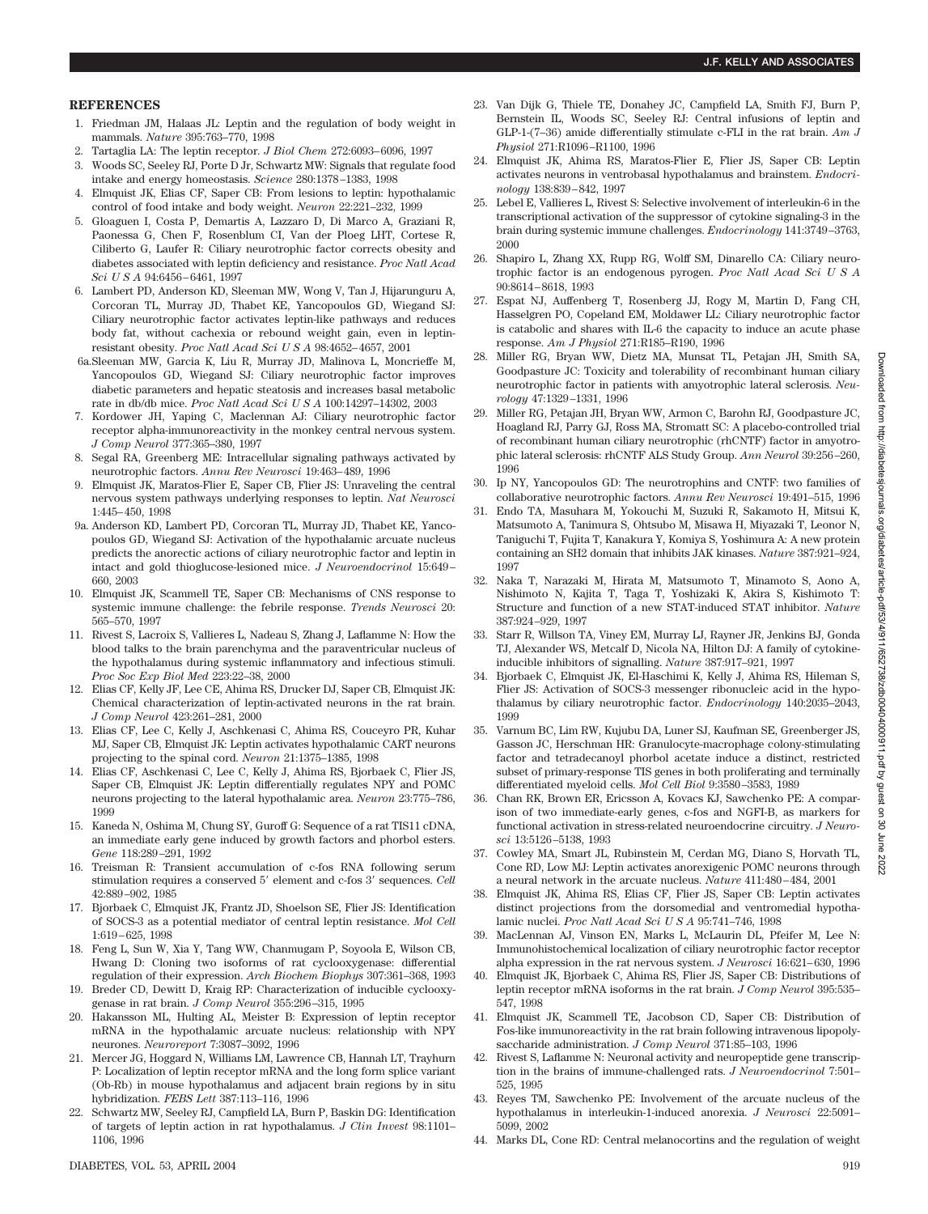## REFERENCES

1. Friedman JM, Halaas JL: Leptin and the regulation of body weight in mammals. *Nature* 395:763–770, 1998
2. Tartaglia LA: The leptin receptor. *J Biol Chem* 272:6093–6096, 1997
3. Woods SC, Seeley RJ, Porte D Jr, Schwartz MW: Signals that regulate food intake and energy homeostasis. *Science* 280:1378–1383, 1998
4. Elmquist JK, Elias CF, Saper CB: From lesions to leptin: hypothalamic control of food intake and body weight. *Neuron* 22:221–232, 1999
5. Gloaguen I, Costa P, Demartis A, Lazzaro D, Di Marco A, Graziani R, Paonessa G, Chen F, Rosenblum CI, Van der Ploeg LHT, Cortese R, Ciliberto G, Laufer R: Ciliary neurotrophic factor corrects obesity and diabetes associated with leptin deficiency and resistance. *Proc Natl Acad Sci U S A* 94:6456–6461, 1997
6. Lambert PD, Anderson KD, Sleeman MW, Wong V, Tan J, Hijarunguru A, Corcoran TL, Murray JD, Thabet KE, Yancopoulos GD, Wiegand SJ: Ciliary neurotrophic factor activates leptin-like pathways and reduces body fat, without cachexia or rebound weight gain, even in leptin-resistant obesity. *Proc Natl Acad Sci U S A* 98:4652–4657, 2001

6a. Sleeman MW, Garcia K, Liu R, Murray JD, Malinova L, Moncrieffe M, Yancopoulos GD, Wiegand SJ: Ciliary neurotrophic factor improves diabetic parameters and hepatic steatosis and increases basal metabolic rate in db/db mice. *Proc Natl Acad Sci U S A* 100:14297–14302, 2003

7. Kordower JH, Yaping C, Maclennan AJ: Ciliary neurotrophic factor receptor alpha-immunoreactivity in the monkey central nervous system. *J Comp Neurol* 377:365–380, 1997
8. Segal RA, Greenberg ME: Intracellular signaling pathways activated by neurotrophic factors. *Annu Rev Neurosci* 19:463–489, 1996
9. Elmquist JK, Maratos-Flier E, Saper CB, Flier JS: Unraveling the central nervous system pathways underlying responses to leptin. *Nat Neurosci* 1:445–450, 1998

9a. Anderson KD, Lambert PD, Corcoran TL, Murray JD, Thabet KE, Yancopoulos GD, Wiegand SJ: Activation of the hypothalamic arcuate nucleus predicts the anorectic actions of ciliary neurotrophic factor and leptin in intact and gold thioglucose-lesioned mice. *J Neuroendocrinol* 15:649–660, 2003

10. Elmquist JK, Scammell TE, Saper CB: Mechanisms of CNS response to systemic immune challenge: the febrile response. *Trends Neurosci* 20: 565–570, 1997
11. Rivest S, Lacroix S, Vallieres L, Nadeau S, Zhang J, Laflamme N: How the blood talks to the brain parenchyma and the paraventricular nucleus of the hypothalamus during systemic inflammatory and infectious stimuli. *Proc Soc Exp Biol Med* 223:22–38, 2000
12. Elias CF, Kelly JF, Lee CE, Ahima RS, Drucker DJ, Saper CB, Elmquist JK: Chemical characterization of leptin-activated neurons in the rat brain. *J Comp Neurol* 423:261–281, 2000
13. Elias CF, Lee C, Kelly J, Aschkenasi C, Ahima RS, Couceyro PR, Kuhar MJ, Saper CB, Elmquist JK: Leptin activates hypothalamic CART neurons projecting to the spinal cord. *Neuron* 21:1375–1385, 1998
14. Elias CF, Aschkenasi C, Lee C, Kelly J, Ahima RS, Bjorbaek C, Flier JS, Saper CB, Elmquist JK: Leptin differentially regulates NPY and POMC neurons projecting to the lateral hypothalamic area. *Neuron* 23:775–786, 1999
15. Kaneda N, Oshima M, Chung SY, Guroff G: Sequence of a rat TIS11 cDNA, an immediate early gene induced by growth factors and phorbol esters. *Gene* 118:289–291, 1992
16. Treisman R: Transient accumulation of c-fos RNA following serum stimulation requires a conserved 5′ element and c-fos 3′ sequences. *Cell* 42:889–902, 1985
17. Bjorbaek C, Elmquist JK, Frantz JD, Shoelson SE, Flier JS: Identification of SOCS-3 as a potential mediator of central leptin resistance. *Mol Cell* 1:619–625, 1998
18. Feng L, Sun W, Xia Y, Tang WW, Chanmugam P, Soyoola E, Wilson CB, Hwang D: Cloning two isoforms of rat cyclooxygenase: differential regulation of their expression. *Arch Biochem Biophys* 307:361–368, 1993
19. Breder CD, Dewitt D, Kraig RP: Characterization of inducible cyclooxygenase in rat brain. *J Comp Neurol* 355:296–315, 1995
20. Hakansson ML, Hulting AL, Meister B: Expression of leptin receptor mRNA in the hypothalamic arcuate nucleus: relationship with NPY neurones. *Neuroreport* 7:3087–3092, 1996
21. Mercer JG, Hoggard N, Williams LM, Lawrence CB, Hannah LT, Trayhurn P: Localization of leptin receptor mRNA and the long form splice variant (Ob-Rb) in mouse hypothalamus and adjacent brain regions by in situ hybridization. *FEBS Lett* 387:113–116, 1996
22. Schwartz MW, Seeley RJ, Campfield LA, Burn P, Baskin DG: Identification of targets of leptin action in rat hypothalamus. *J Clin Invest* 98:1101–1106, 1996
23. Van Dijk G, Thiele TE, Donahey JC, Campfield LA, Smith FJ, Burn P, Bernstein IL, Woods SC, Seeley RJ: Central infusions of leptin and GLP-1-(7–36) amide differentially stimulate c-FLI in the rat brain. *Am J Physiol* 271:R1096–R1100, 1996
24. Elmquist JK, Ahima RS, Maratos-Flier E, Flier JS, Saper CB: Leptin activates neurons in ventrobasal hypothalamus and brainstem. *Endocrinology* 138:839–842, 1997
25. Lebel E, Vallieres L, Rivest S: Selective involvement of interleukin-6 in the transcriptional activation of the suppressor of cytokine signaling-3 in the brain during systemic immune challenges. *Endocrinology* 141:3749–3763, 2000
26. Shapiro L, Zhang XX, Rupp RG, Wolff SM, Dinarello CA: Ciliary neurotrophic factor is an endogenous pyrogen. *Proc Natl Acad Sci U S A* 90:8614–8618, 1993
27. Espat NJ, Auffenberg T, Rosenberg JJ, Rogy M, Martin D, Fang CH, Hasselgren PO, Copeland EM, Moldawer LL: Ciliary neurotrophic factor is catabolic and shares with IL-6 the capacity to induce an acute phase response. *Am J Physiol* 271:R185–R190, 1996
28. Miller RG, Bryan WW, Dietz MA, Munsat TL, Petajan JH, Smith SA, Goodpasture JC: Toxicity and tolerability of recombinant human ciliary neurotrophic factor in patients with amyotrophic lateral sclerosis. *Neurology* 47:1329–1331, 1996
29. Miller RG, Petajan JH, Bryan WW, Armon C, Barohn RJ, Goodpasture JC, Hoagland RJ, Parry GJ, Ross MA, Stromatt SC: A placebo-controlled trial of recombinant human ciliary neurotrophic (rhCNTF) factor in amyotrophic lateral sclerosis: rhCNTF ALS Study Group. *Ann Neurol* 39:256–260, 1996
30. Ip NY, Yancopoulos GD: The neurotrophins and CNTF: two families of collaborative neurotrophic factors. *Annu Rev Neurosci* 19:491–515, 1996
31. Endo TA, Masuhara M, Yokouchi M, Suzuki R, Sakamoto H, Mitsui K, Matsumoto A, Tanimura S, Ohtsubo M, Misawa H, Miyazaki T, Leonor N, Taniguchi T, Fujita T, Kanakura Y, Komiya S, Yoshimura A: A new protein containing an SH2 domain that inhibits JAK kinases. *Nature* 387:921–924, 1997
32. Naka T, Narazaki M, Hirata M, Matsumoto T, Minamoto S, Aono A, Nishimoto N, Kajita T, Taga T, Yoshizaki K, Akira S, Kishimoto T: Structure and function of a new STAT-induced STAT inhibitor. *Nature* 387:924–929, 1997
33. Starr R, Willson TA, Viney EM, Murray LJ, Rayner JR, Jenkins BJ, Gonda TJ, Alexander WS, Metcalf D, Nicola NA, Hilton DJ: A family of cytokine-inducible inhibitors of signalling. *Nature* 387:917–921, 1997
34. Bjorbaek C, Elmquist JK, El-Haschimi K, Kelly J, Ahima RS, Hileman S, Flier JS: Activation of SOCS-3 messenger ribonucleic acid in the hypothalamus by ciliary neurotrophic factor. *Endocrinology* 140:2035–2043, 1999
35. Varnum BC, Lim RW, Kujubu DA, Luner SJ, Kaufman SE, Greenberger JS, Gasson JC, Herschman HR: Granulocyte-macrophage colony-stimulating factor and tetradecanoyl phorbol acetate induce a distinct, restricted subset of primary-response TIS genes in both proliferating and terminally differentiated myeloid cells. *Mol Cell Biol* 9:3580–3583, 1989
36. Chan RK, Brown ER, Ericsson A, Kovacs KJ, Sawchenko PE: A comparison of two immediate-early genes, c-fos and NGFI-B, as markers for functional activation in stress-related neuroendocrine circuitry. *J Neurosci* 13:5126–5138, 1993
37. Cowley MA, Smart JL, Rubinstein M, Cerdan MG, Diano S, Horvath TL, Cone RD, Low MJ: Leptin activates anorexigenic POMC neurons through a neural network in the arcuate nucleus. *Nature* 411:480–484, 2001
38. Elmquist JK, Ahima RS, Elias CF, Flier JS, Saper CB: Leptin activates distinct projections from the dorsomedial and ventromedial hypothalamic nuclei. *Proc Natl Acad Sci U S A* 95:741–746, 1998
39. MacLennan AJ, Vinson EN, Marks L, McLaurin DL, Pfeifer M, Lee N: Immunohistochemical localization of ciliary neurotrophic factor receptor alpha expression in the rat nervous system. *J Neurosci* 16:621–630, 1996
40. Elmquist JK, Bjorbaek C, Ahima RS, Flier JS, Saper CB: Distributions of leptin receptor mRNA isoforms in the rat brain. *J Comp Neurol* 395:535–547, 1998
41. Elmquist JK, Scammell TE, Jacobson CD, Saper CB: Distribution of Fos-like immunoreactivity in the rat brain following intravenous lipopolysaccharide administration. *J Comp Neurol* 371:85–103, 1996
42. Rivest S, Laflamme N: Neuronal activity and neuropeptide gene transcription in the brains of immune-challenged rats. *J Neuroendocrinol* 7:501–525, 1995
43. Reyes TM, Sawchenko PE: Involvement of the arcuate nucleus of the hypothalamus in interleukin-1-induced anorexia. *J Neurosci* 22:5091–5099, 2002
44. Marks DL, Cone RD: Central melanocortins and the regulation of weight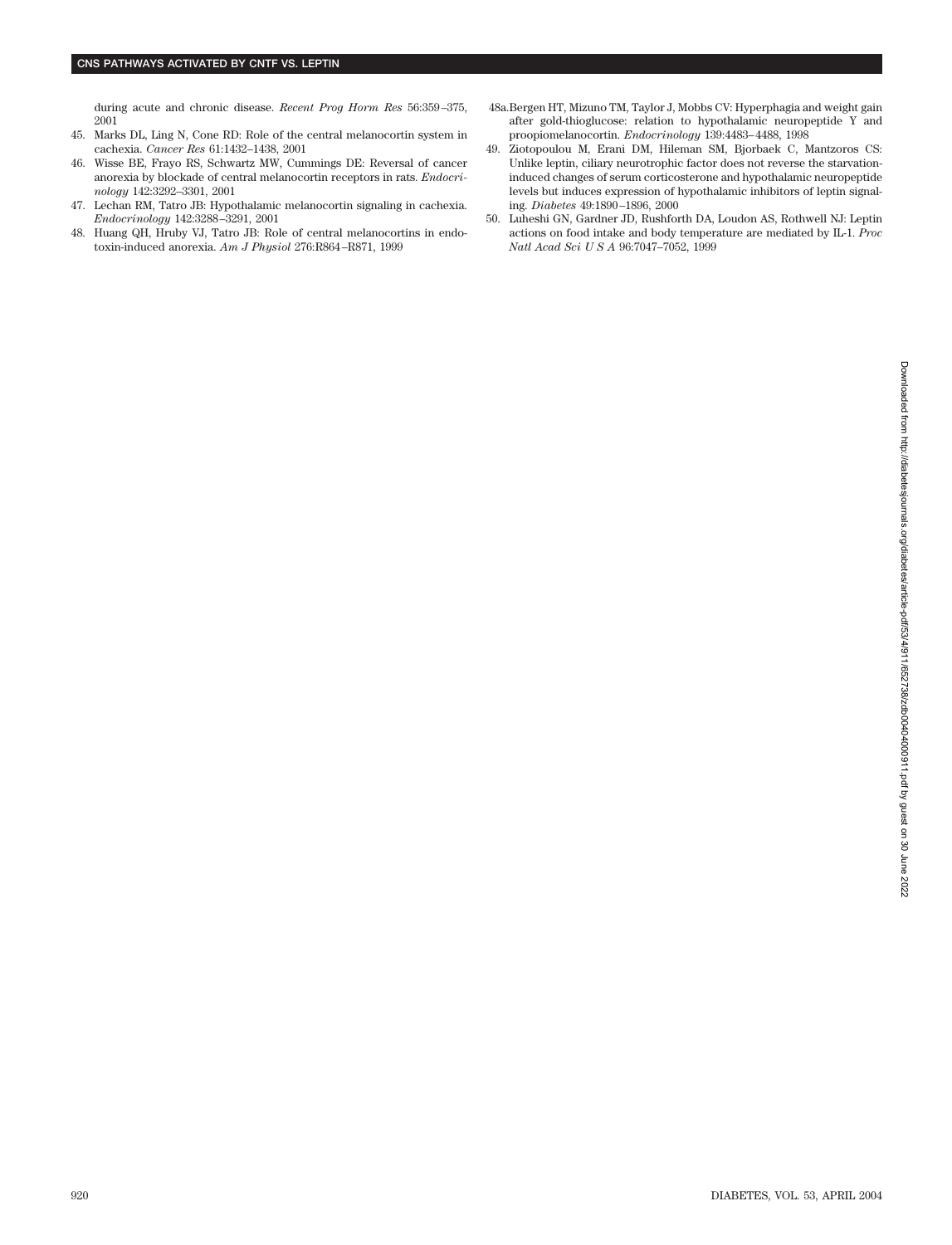during acute and chronic disease. *Recent Prog Horm Res* 56:359–375, 2001

45. Marks DL, Ling N, Cone RD: Role of the central melanocortin system in cachexia. *Cancer Res* 61:1432–1438, 2001
46. Wisse BE, Frayo RS, Schwartz MW, Cummings DE: Reversal of cancer anorexia by blockade of central melanocortin receptors in rats. *Endocrinology* 142:3292–3301, 2001
47. Lechan RM, Tatro JB: Hypothalamic melanocortin signaling in cachexia. *Endocrinology* 142:3288–3291, 2001
48. Huang QH, Hruby VJ, Tatro JB: Role of central melanocortins in endotoxin-induced anorexia. *Am J Physiol* 276:R864–R871, 1999

48a. Bergen HT, Mizuno TM, Taylor J, Mobbs CV: Hyperphagia and weight gain after gold-thioglucose: relation to hypothalamic neuropeptide Y and proopiomelanocortin. *Endocrinology* 139:4483–4488, 1998

49. Ziotopoulou M, Erani DM, Hileman SM, Bjorbaek C, Mantzoros CS: Unlike leptin, ciliary neurotrophic factor does not reverse the starvation-induced changes of serum corticosterone and hypothalamic neuropeptide levels but induces expression of hypothalamic inhibitors of leptin signaling. *Diabetes* 49:1890–1896, 2000
50. Luheshi GN, Gardner JD, Rushforth DA, Loudon AS, Rothwell NJ: Leptin actions on food intake and body temperature are mediated by IL-1. *Proc Natl Acad Sci U S A* 96:7047–7052, 1999